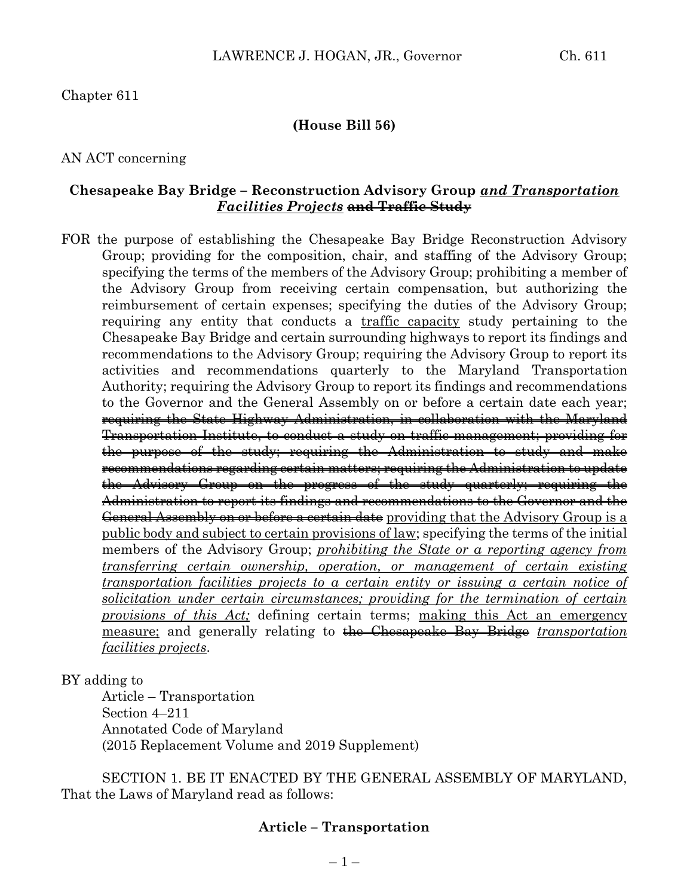Chapter 611

**(House Bill 56)**

AN ACT concerning

**Chesapeake Bay Bridge – Reconstruction Advisory Group** ***and Transportation Facilities Projects*** **~~and Traffic Study~~**

FOR the purpose of establishing the Chesapeake Bay Bridge Reconstruction Advisory Group; providing for the composition, chair, and staffing of the Advisory Group; specifying the terms of the members of the Advisory Group; prohibiting a member of the Advisory Group from receiving certain compensation, but authorizing the reimbursement of certain expenses; specifying the duties of the Advisory Group; requiring any entity that conducts a traffic capacity study pertaining to the Chesapeake Bay Bridge and certain surrounding highways to report its findings and recommendations to the Advisory Group; requiring the Advisory Group to report its activities and recommendations quarterly to the Maryland Transportation Authority; requiring the Advisory Group to report its findings and recommendations to the Governor and the General Assembly on or before a certain date each year; ~~requiring the State Highway Administration, in collaboration with the Maryland Transportation Institute, to conduct a study on traffic management; providing for the purpose of the study; requiring the Administration to study and make recommendations regarding certain matters; requiring the Administration to update the Advisory Group on the progress of the study quarterly; requiring the Administration to report its findings and recommendations to the Governor and the General Assembly on or before a certain date~~ providing that the Advisory Group is a public body and subject to certain provisions of law; specifying the terms of the initial members of the Advisory Group; *prohibiting the State or a reporting agency from transferring certain ownership, operation, or management of certain existing transportation facilities projects to a certain entity or issuing a certain notice of solicitation under certain circumstances; providing for the termination of certain provisions of this Act;* defining certain terms; making this Act an emergency measure; and generally relating to ~~the Chesapeake Bay Bridge~~ *transportation facilities projects*.

BY adding to
Article – Transportation
Section 4–211
Annotated Code of Maryland
(2015 Replacement Volume and 2019 Supplement)

SECTION 1. BE IT ENACTED BY THE GENERAL ASSEMBLY OF MARYLAND, That the Laws of Maryland read as follows:

**Article – Transportation**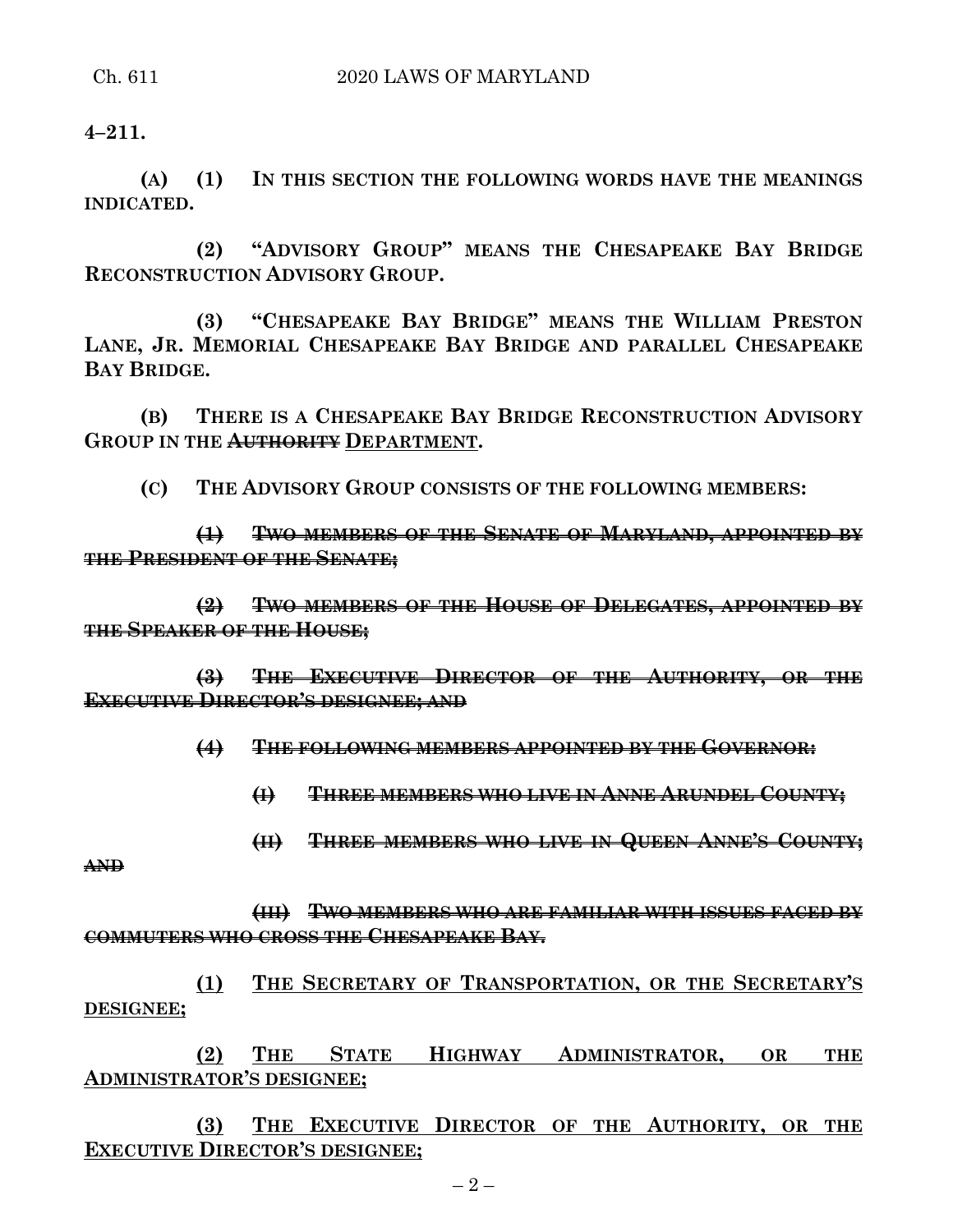**4–211.**

**(A) (1) IN THIS SECTION THE FOLLOWING WORDS HAVE THE MEANINGS INDICATED.**

**(2) "ADVISORY GROUP" MEANS THE CHESAPEAKE BAY BRIDGE RECONSTRUCTION ADVISORY GROUP.**

**(3) "CHESAPEAKE BAY BRIDGE" MEANS THE WILLIAM PRESTON LANE, JR. MEMORIAL CHESAPEAKE BAY BRIDGE AND PARALLEL CHESAPEAKE BAY BRIDGE.**

**(B) THERE IS A CHESAPEAKE BAY BRIDGE RECONSTRUCTION ADVISORY GROUP IN THE ~~AUTHORITY~~ <u>DEPARTMENT</u>.**

**(C) THE ADVISORY GROUP CONSISTS OF THE FOLLOWING MEMBERS:**

~~**(1) TWO MEMBERS OF THE SENATE OF MARYLAND, APPOINTED BY THE PRESIDENT OF THE SENATE;**~~

~~**(2) TWO MEMBERS OF THE HOUSE OF DELEGATES, APPOINTED BY THE SPEAKER OF THE HOUSE;**~~

~~**(3) THE EXECUTIVE DIRECTOR OF THE AUTHORITY, OR THE EXECUTIVE DIRECTOR'S DESIGNEE; AND**~~

~~**(4) THE FOLLOWING MEMBERS APPOINTED BY THE GOVERNOR:**~~

~~**(I) THREE MEMBERS WHO LIVE IN ANNE ARUNDEL COUNTY;**~~

~~**(II) THREE MEMBERS WHO LIVE IN QUEEN ANNE'S COUNTY; AND**~~

~~**(III) TWO MEMBERS WHO ARE FAMILIAR WITH ISSUES FACED BY COMMUTERS WHO CROSS THE CHESAPEAKE BAY.**~~

<u>**(1) THE SECRETARY OF TRANSPORTATION, OR THE SECRETARY'S DESIGNEE;**</u>

<u>**(2) THE STATE HIGHWAY ADMINISTRATOR, OR THE ADMINISTRATOR'S DESIGNEE;**</u>

<u>**(3) THE EXECUTIVE DIRECTOR OF THE AUTHORITY, OR THE EXECUTIVE DIRECTOR'S DESIGNEE;**</u>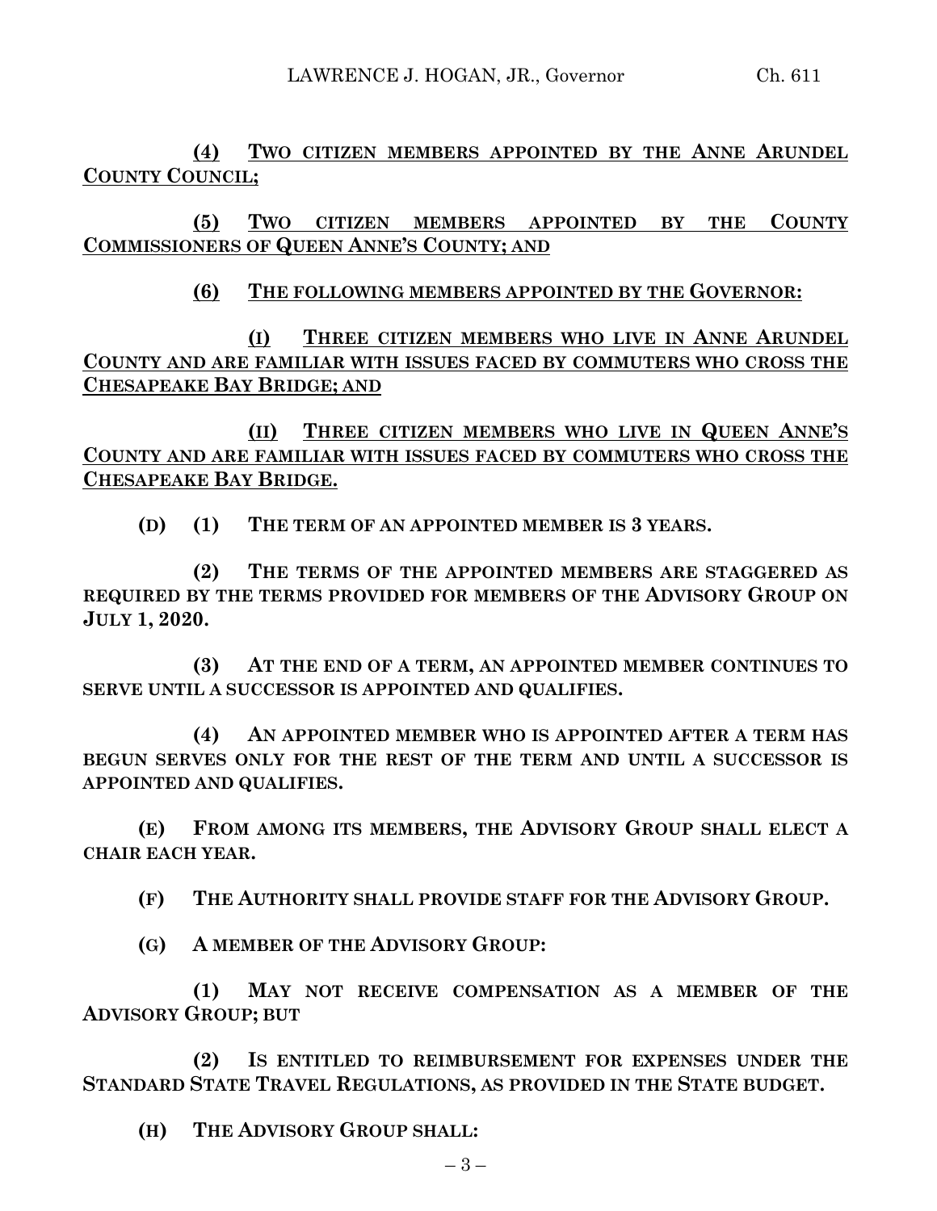**(4) TWO CITIZEN MEMBERS APPOINTED BY THE ANNE ARUNDEL COUNTY COUNCIL;**

**(5) TWO CITIZEN MEMBERS APPOINTED BY THE COUNTY COMMISSIONERS OF QUEEN ANNE'S COUNTY; AND**

**(6) THE FOLLOWING MEMBERS APPOINTED BY THE GOVERNOR:**

**(I) THREE CITIZEN MEMBERS WHO LIVE IN ANNE ARUNDEL COUNTY AND ARE FAMILIAR WITH ISSUES FACED BY COMMUTERS WHO CROSS THE CHESAPEAKE BAY BRIDGE; AND**

**(II) THREE CITIZEN MEMBERS WHO LIVE IN QUEEN ANNE'S COUNTY AND ARE FAMILIAR WITH ISSUES FACED BY COMMUTERS WHO CROSS THE CHESAPEAKE BAY BRIDGE.**

**(D) (1) THE TERM OF AN APPOINTED MEMBER IS 3 YEARS.**

**(2) THE TERMS OF THE APPOINTED MEMBERS ARE STAGGERED AS REQUIRED BY THE TERMS PROVIDED FOR MEMBERS OF THE ADVISORY GROUP ON JULY 1, 2020.**

**(3) AT THE END OF A TERM, AN APPOINTED MEMBER CONTINUES TO SERVE UNTIL A SUCCESSOR IS APPOINTED AND QUALIFIES.**

**(4) AN APPOINTED MEMBER WHO IS APPOINTED AFTER A TERM HAS BEGUN SERVES ONLY FOR THE REST OF THE TERM AND UNTIL A SUCCESSOR IS APPOINTED AND QUALIFIES.**

**(E) FROM AMONG ITS MEMBERS, THE ADVISORY GROUP SHALL ELECT A CHAIR EACH YEAR.**

**(F) THE AUTHORITY SHALL PROVIDE STAFF FOR THE ADVISORY GROUP.**

**(G) A MEMBER OF THE ADVISORY GROUP:**

**(1) MAY NOT RECEIVE COMPENSATION AS A MEMBER OF THE ADVISORY GROUP; BUT**

**(2) IS ENTITLED TO REIMBURSEMENT FOR EXPENSES UNDER THE STANDARD STATE TRAVEL REGULATIONS, AS PROVIDED IN THE STATE BUDGET.**

**(H) THE ADVISORY GROUP SHALL:**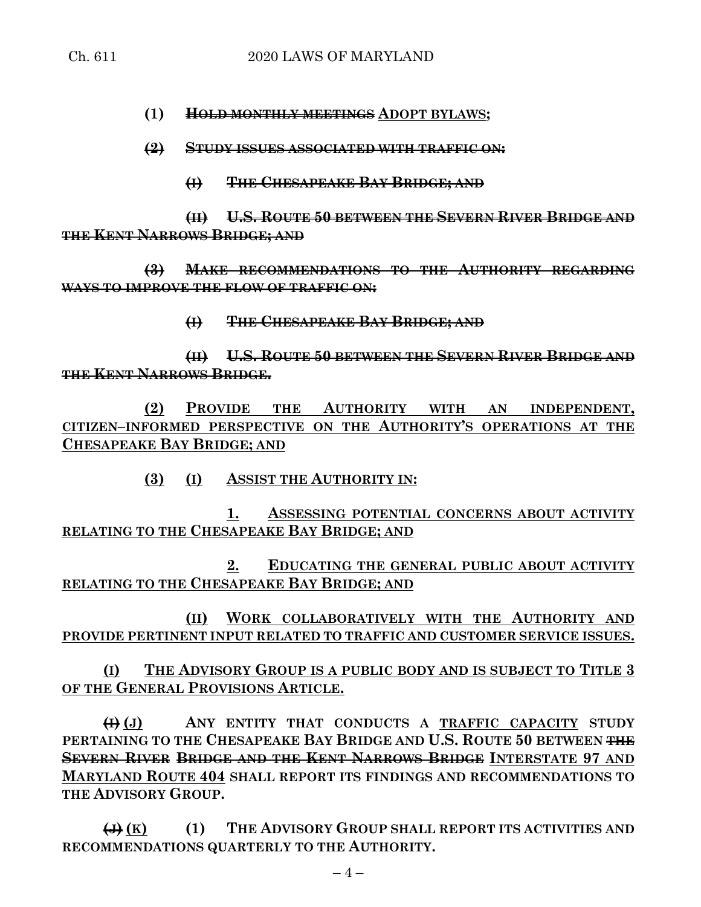**(1) ~~HOLD MONTHLY MEETINGS~~ ADOPT BYLAWS;**

**~~(2) STUDY ISSUES ASSOCIATED WITH TRAFFIC ON:~~**

**~~(I) THE CHESAPEAKE BAY BRIDGE; AND~~**

**~~(II) U.S. ROUTE 50 BETWEEN THE SEVERN RIVER BRIDGE AND THE KENT NARROWS BRIDGE; AND~~**

**~~(3) MAKE RECOMMENDATIONS TO THE AUTHORITY REGARDING WAYS TO IMPROVE THE FLOW OF TRAFFIC ON:~~**

**~~(I) THE CHESAPEAKE BAY BRIDGE; AND~~**

**~~(II) U.S. ROUTE 50 BETWEEN THE SEVERN RIVER BRIDGE AND THE KENT NARROWS BRIDGE.~~**

**(2) PROVIDE THE AUTHORITY WITH AN INDEPENDENT, CITIZEN–INFORMED PERSPECTIVE ON THE AUTHORITY'S OPERATIONS AT THE CHESAPEAKE BAY BRIDGE; AND**

**(3) (I) ASSIST THE AUTHORITY IN:**

**1. ASSESSING POTENTIAL CONCERNS ABOUT ACTIVITY RELATING TO THE CHESAPEAKE BAY BRIDGE; AND**

**2. EDUCATING THE GENERAL PUBLIC ABOUT ACTIVITY RELATING TO THE CHESAPEAKE BAY BRIDGE; AND**

**(II) WORK COLLABORATIVELY WITH THE AUTHORITY AND PROVIDE PERTINENT INPUT RELATED TO TRAFFIC AND CUSTOMER SERVICE ISSUES.**

**(I) THE ADVISORY GROUP IS A PUBLIC BODY AND IS SUBJECT TO TITLE 3 OF THE GENERAL PROVISIONS ARTICLE.**

**~~(I)~~ (J) ANY ENTITY THAT CONDUCTS A TRAFFIC CAPACITY STUDY PERTAINING TO THE CHESAPEAKE BAY BRIDGE AND U.S. ROUTE 50 BETWEEN ~~THE SEVERN RIVER BRIDGE AND THE KENT NARROWS BRIDGE~~ INTERSTATE 97 AND MARYLAND ROUTE 404 SHALL REPORT ITS FINDINGS AND RECOMMENDATIONS TO THE ADVISORY GROUP.**

**~~(J)~~ (K) (1) THE ADVISORY GROUP SHALL REPORT ITS ACTIVITIES AND RECOMMENDATIONS QUARTERLY TO THE AUTHORITY.**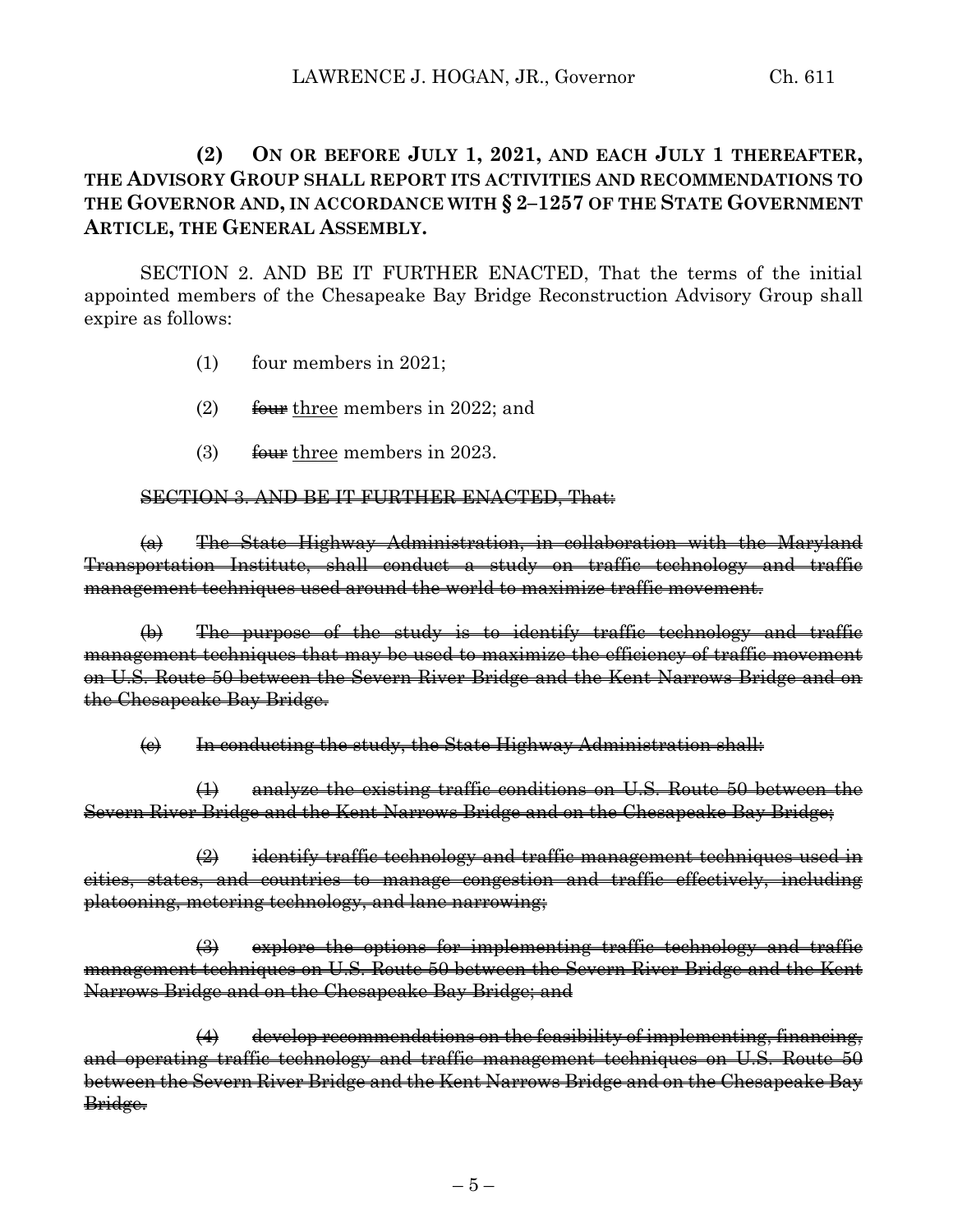**(2) ON OR BEFORE JULY 1, 2021, AND EACH JULY 1 THEREAFTER, THE ADVISORY GROUP SHALL REPORT ITS ACTIVITIES AND RECOMMENDATIONS TO THE GOVERNOR AND, IN ACCORDANCE WITH § 2–1257 OF THE STATE GOVERNMENT ARTICLE, THE GENERAL ASSEMBLY.**

SECTION 2. AND BE IT FURTHER ENACTED, That the terms of the initial appointed members of the Chesapeake Bay Bridge Reconstruction Advisory Group shall expire as follows:

(1) four members in 2021;

(2) ~~four~~ <u>three</u> members in 2022; and

(3) ~~four~~ <u>three</u> members in 2023.

~~SECTION 3. AND BE IT FURTHER ENACTED, That:~~

~~(a) The State Highway Administration, in collaboration with the Maryland Transportation Institute, shall conduct a study on traffic technology and traffic management techniques used around the world to maximize traffic movement.~~

~~(b) The purpose of the study is to identify traffic technology and traffic management techniques that may be used to maximize the efficiency of traffic movement on U.S. Route 50 between the Severn River Bridge and the Kent Narrows Bridge and on the Chesapeake Bay Bridge.~~

~~(c) In conducting the study, the State Highway Administration shall:~~

~~(1) analyze the existing traffic conditions on U.S. Route 50 between the Severn River Bridge and the Kent Narrows Bridge and on the Chesapeake Bay Bridge;~~

~~(2) identify traffic technology and traffic management techniques used in cities, states, and countries to manage congestion and traffic effectively, including platooning, metering technology, and lane narrowing;~~

~~(3) explore the options for implementing traffic technology and traffic management techniques on U.S. Route 50 between the Severn River Bridge and the Kent Narrows Bridge and on the Chesapeake Bay Bridge; and~~

~~(4) develop recommendations on the feasibility of implementing, financing, and operating traffic technology and traffic management techniques on U.S. Route 50 between the Severn River Bridge and the Kent Narrows Bridge and on the Chesapeake Bay Bridge.~~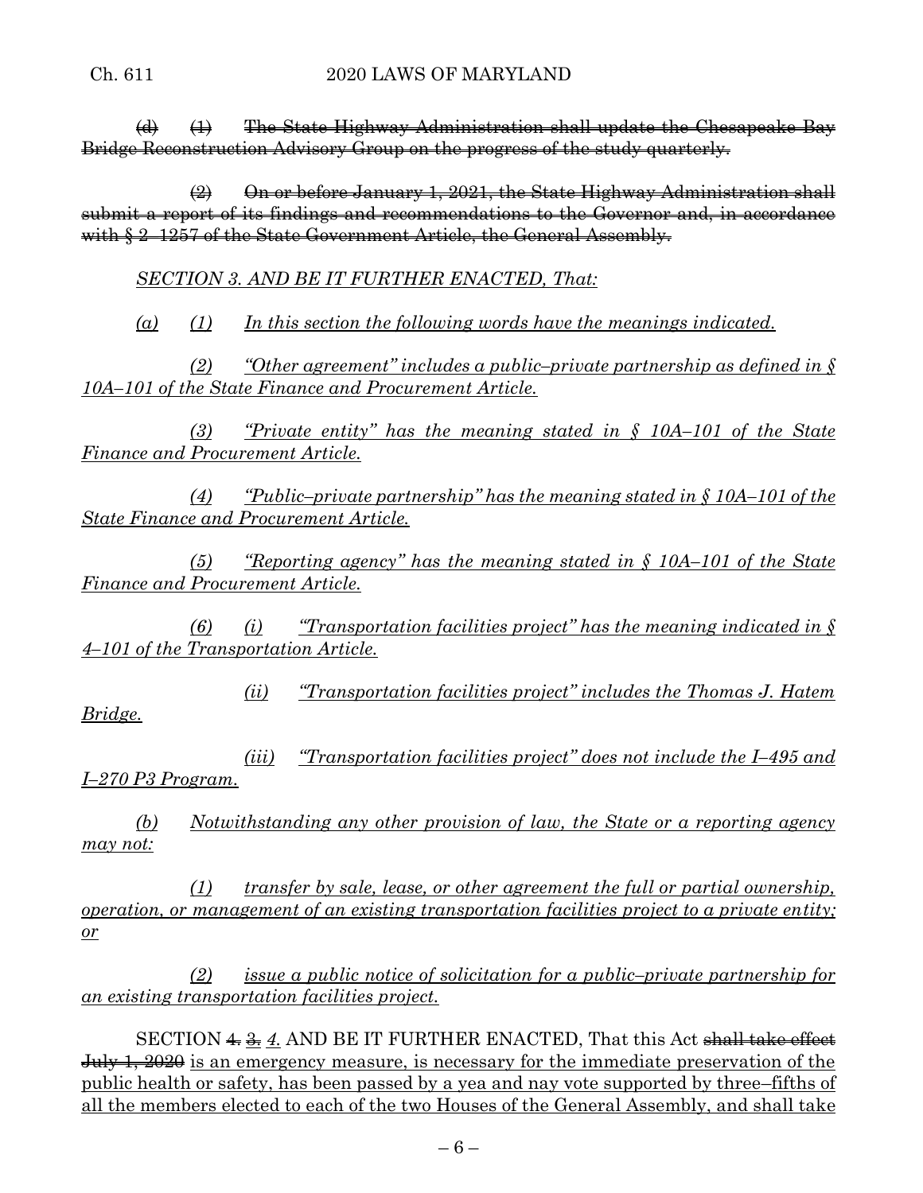~~(d) (1) The State Highway Administration shall update the Chesapeake Bay Bridge Reconstruction Advisory Group on the progress of the study quarterly.~~

~~(2) On or before January 1, 2021, the State Highway Administration shall submit a report of its findings and recommendations to the Governor and, in accordance with § 2–1257 of the State Government Article, the General Assembly.~~

*SECTION 3. AND BE IT FURTHER ENACTED, That:*

*(a) (1) In this section the following words have the meanings indicated.*

*(2) "Other agreement" includes a public–private partnership as defined in § 10A–101 of the State Finance and Procurement Article.*

*(3) "Private entity" has the meaning stated in § 10A–101 of the State Finance and Procurement Article.*

*(4) "Public–private partnership" has the meaning stated in § 10A–101 of the State Finance and Procurement Article.*

*(5) "Reporting agency" has the meaning stated in § 10A–101 of the State Finance and Procurement Article.*

*(6) (i) "Transportation facilities project" has the meaning indicated in § 4–101 of the Transportation Article.*

*(ii) "Transportation facilities project" includes the Thomas J. Hatem Bridge.*

*(iii) "Transportation facilities project" does not include the I–495 and I–270 P3 Program.*

*(b) Notwithstanding any other provision of law, the State or a reporting agency may not:*

*(1) transfer by sale, lease, or other agreement the full or partial ownership, operation, or management of an existing transportation facilities project to a private entity; or*

*(2) issue a public notice of solicitation for a public–private partnership for an existing transportation facilities project.*

SECTION ~~4.~~ ~~3.~~ *4.* AND BE IT FURTHER ENACTED, That this Act ~~shall take effect July 1, 2020~~ is an emergency measure, is necessary for the immediate preservation of the public health or safety, has been passed by a yea and nay vote supported by three–fifths of all the members elected to each of the two Houses of the General Assembly, and shall take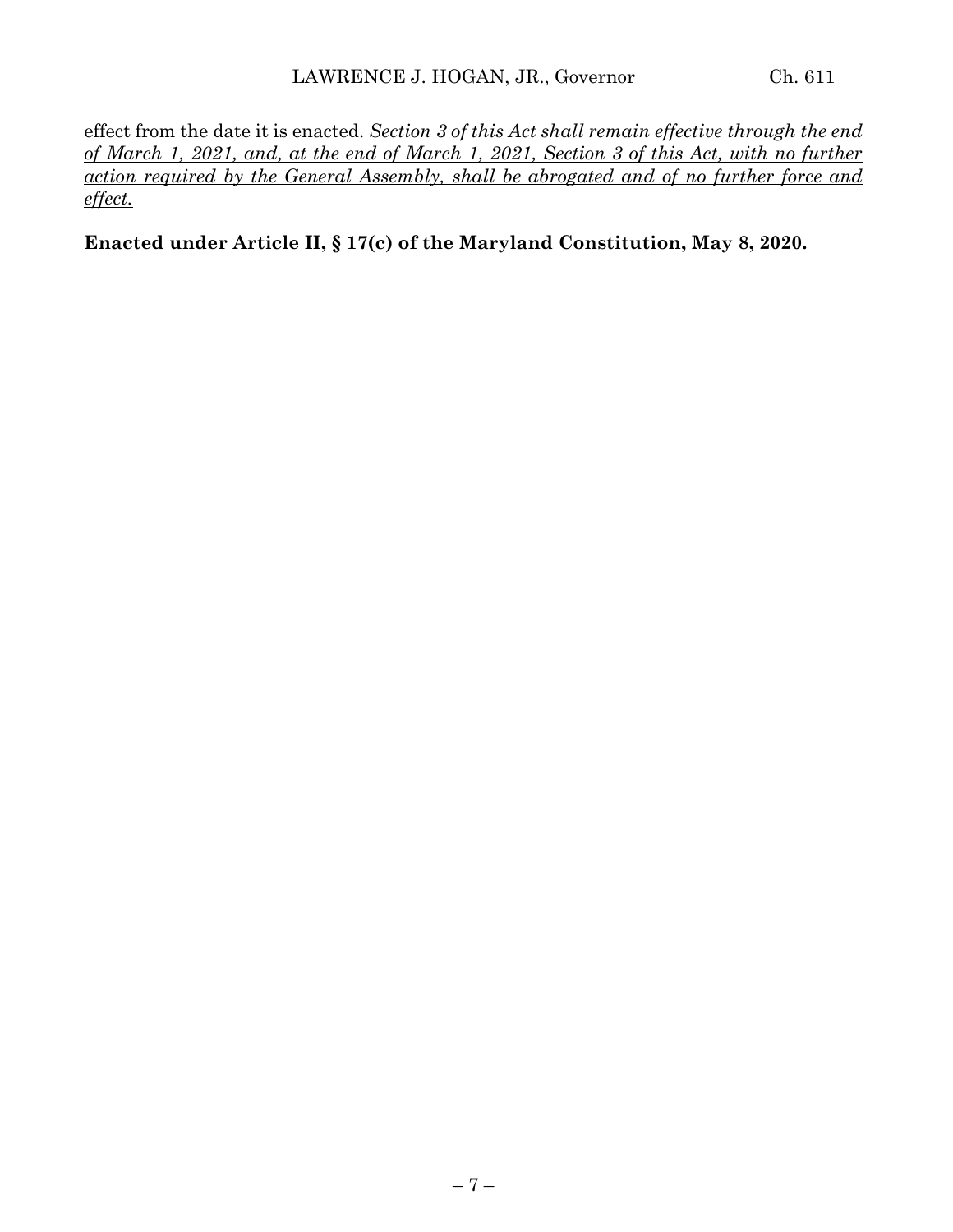effect from the date it is enacted. *Section 3 of this Act shall remain effective through the end of March 1, 2021, and, at the end of March 1, 2021, Section 3 of this Act, with no further action required by the General Assembly, shall be abrogated and of no further force and effect.*

**Enacted under Article II, § 17(c) of the Maryland Constitution, May 8, 2020.**